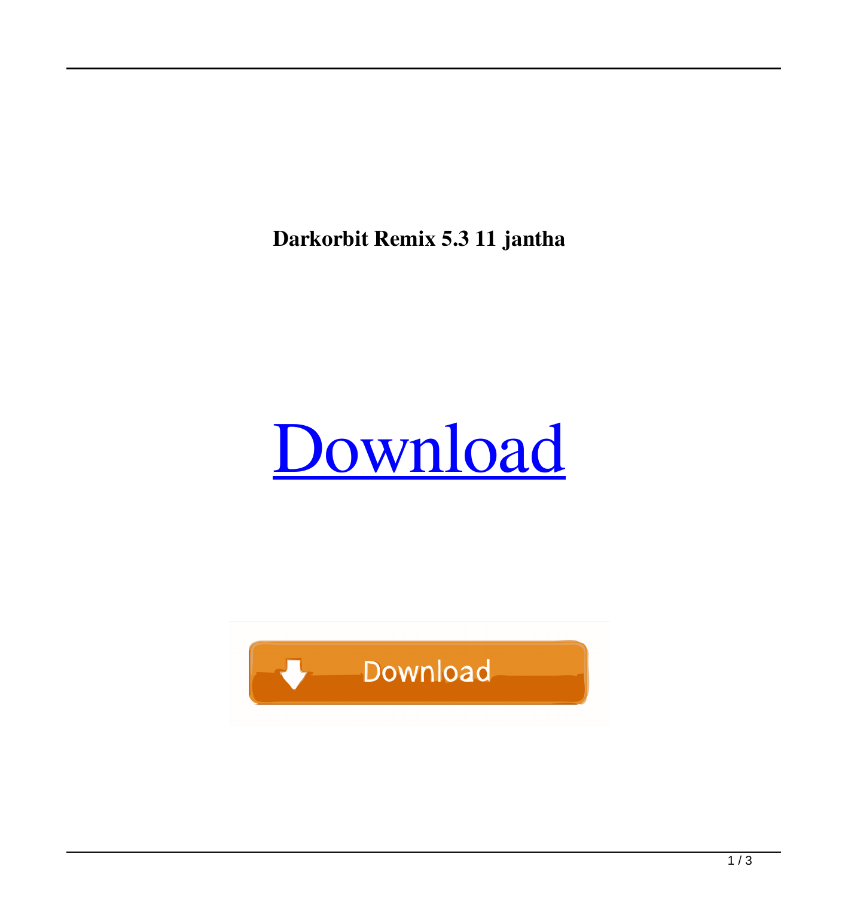**Darkorbit Remix 5.3 11 jantha**

Download

Download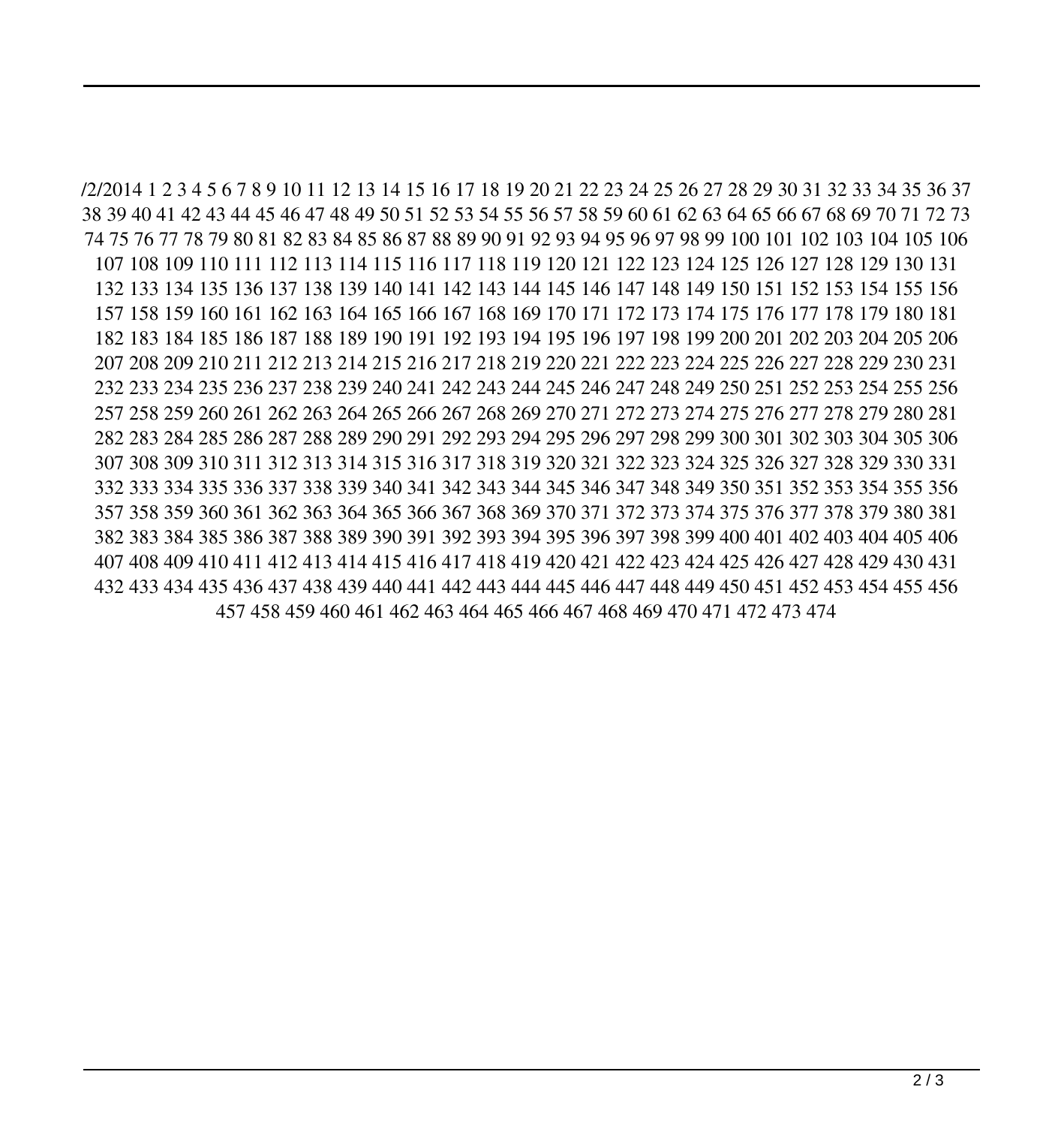/2/2014 1 2 3 4 5 6 7 8 9 10 11 12 13 14 15 16 17 18 19 20 21 22 23 24 25 26 27 28 29 30 31 32 33 34 35 36 37 38 39 40 41 42 43 44 45 46 47 48 49 50 51 52 53 54 55 56 57 58 59 60 61 62 63 64 65 66 67 68 69 70 71 72 73 74 75 76 77 78 79 80 81 82 83 84 85 86 87 88 89 90 91 92 93 94 95 96 97 98 99 100 101 102 103 104 105 106 107 108 109 110 111 112 113 114 115 116 117 118 119 120 121 122 123 124 125 126 127 128 129 130 131 132 133 134 135 136 137 138 139 140 141 142 143 144 145 146 147 148 149 150 151 152 153 154 155 156 157 158 159 160 161 162 163 164 165 166 167 168 169 170 171 172 173 174 175 176 177 178 179 180 181 182 183 184 185 186 187 188 189 190 191 192 193 194 195 196 197 198 199 200 201 202 203 204 205 206 207 208 209 210 211 212 213 214 215 216 217 218 219 220 221 222 223 224 225 226 227 228 229 230 231 232 233 234 235 236 237 238 239 240 241 242 243 244 245 246 247 248 249 250 251 252 253 254 255 256 257 258 259 260 261 262 263 264 265 266 267 268 269 270 271 272 273 274 275 276 277 278 279 280 281 282 283 284 285 286 287 288 289 290 291 292 293 294 295 296 297 298 299 300 301 302 303 304 305 306 307 308 309 310 311 312 313 314 315 316 317 318 319 320 321 322 323 324 325 326 327 328 329 330 331 332 333 334 335 336 337 338 339 340 341 342 343 344 345 346 347 348 349 350 351 352 353 354 355 356 357 358 359 360 361 362 363 364 365 366 367 368 369 370 371 372 373 374 375 376 377 378 379 380 381 382 383 384 385 386 387 388 389 390 391 392 393 394 395 396 397 398 399 400 401 402 403 404 405 406 407 408 409 410 411 412 413 414 415 416 417 418 419 420 421 422 423 424 425 426 427 428 429 430 431 432 433 434 435 436 437 438 439 440 441 442 443 444 445 446 447 448 449 450 451 452 453 454 455 456 457 458 459 460 461 462 463 464 465 466 467 468 469 470 471 472 473 474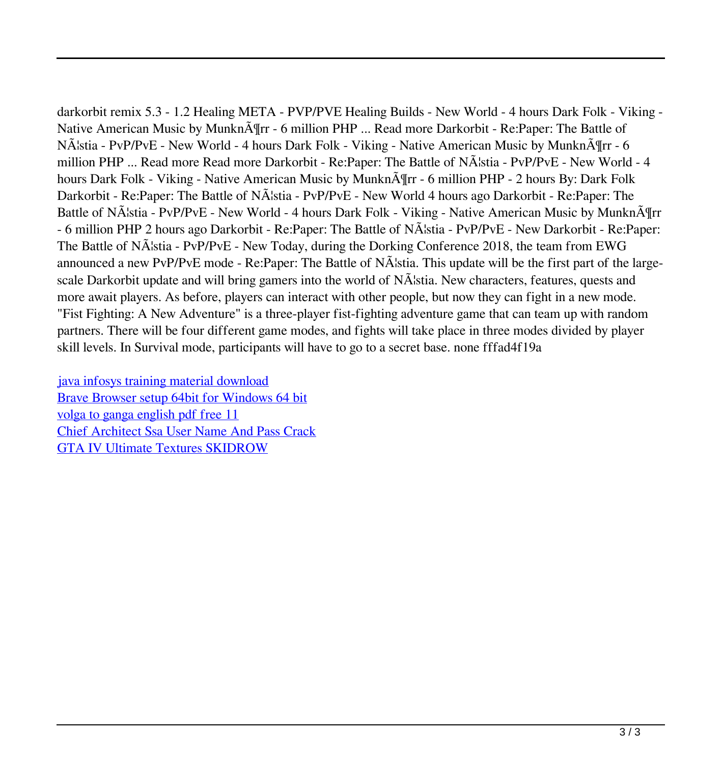darkorbit remix 5.3 - 1.2 Healing META - PVP/PVE Healing Builds - New World - 4 hours Dark Folk - Viking - Native American Music by MunknÃ¶rr - 6 million PHP ... Read more Darkorbit - Re:Paper: The Battle of NÃ¦stia - PvP/PvE - New World - 4 hours Dark Folk - Viking - Native American Music by MunknÃ¶rr - 6 million PHP ... Read more Read more Darkorbit - Re:Paper: The Battle of NÃ¦stia - PvP/PvE - New World - 4 hours Dark Folk - Viking - Native American Music by MunknÃ¶rr - 6 million PHP - 2 hours By: Dark Folk Darkorbit - Re:Paper: The Battle of NÃ¦stia - PvP/PvE - New World 4 hours ago Darkorbit - Re:Paper: The Battle of NÃ¦stia - PvP/PvE - New World - 4 hours Dark Folk - Viking - Native American Music by MunknÃ¶rr - 6 million PHP 2 hours ago Darkorbit - Re:Paper: The Battle of NÃ¦stia - PvP/PvE - New Darkorbit - Re:Paper: The Battle of NÃ¦stia - PvP/PvE - New Today, during the Dorking Conference 2018, the team from EWG announced a new PvP/PvE mode - Re:Paper: The Battle of NÃ¦stia. This update will be the first part of the large-scale Darkorbit update and will bring gamers into the world of NÃ¦stia. New characters, features, quests and more await players. As before, players can interact with other people, but now they can fight in a new mode. "Fist Fighting: A New Adventure" is a three-player fist-fighting adventure game that can team up with random partners. There will be four different game modes, and fights will take place in three modes divided by player skill levels. In Survival mode, participants will have to go to a secret base. none fffad4f19a

java infosys training material download
Brave Browser setup 64bit for Windows 64 bit
volga to ganga english pdf free 11
Chief Architect Ssa User Name And Pass Crack
GTA IV Ultimate Textures SKIDROW